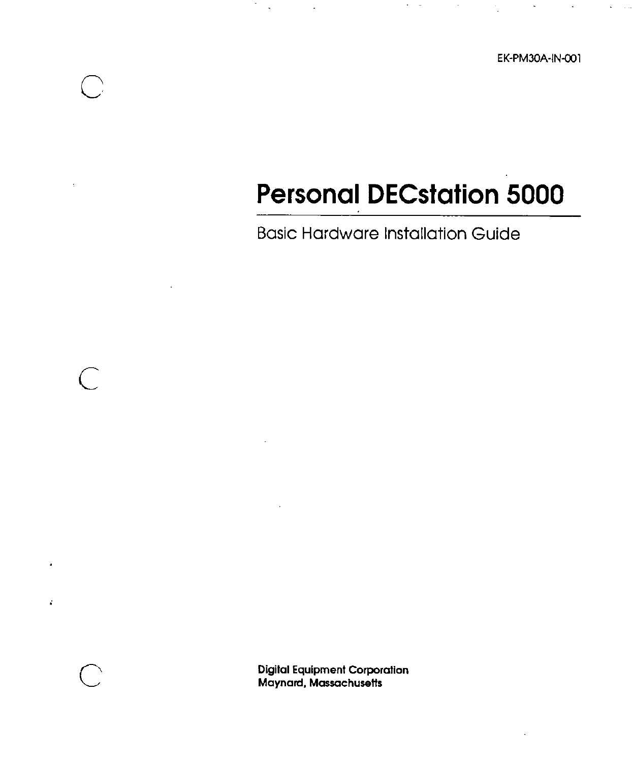EK-PM30A-IN-001

# Personal DECstation 5000

## Basic Hardware Installation Guide

**Digital Equipment Corporation**
**Maynard, Massachusetts**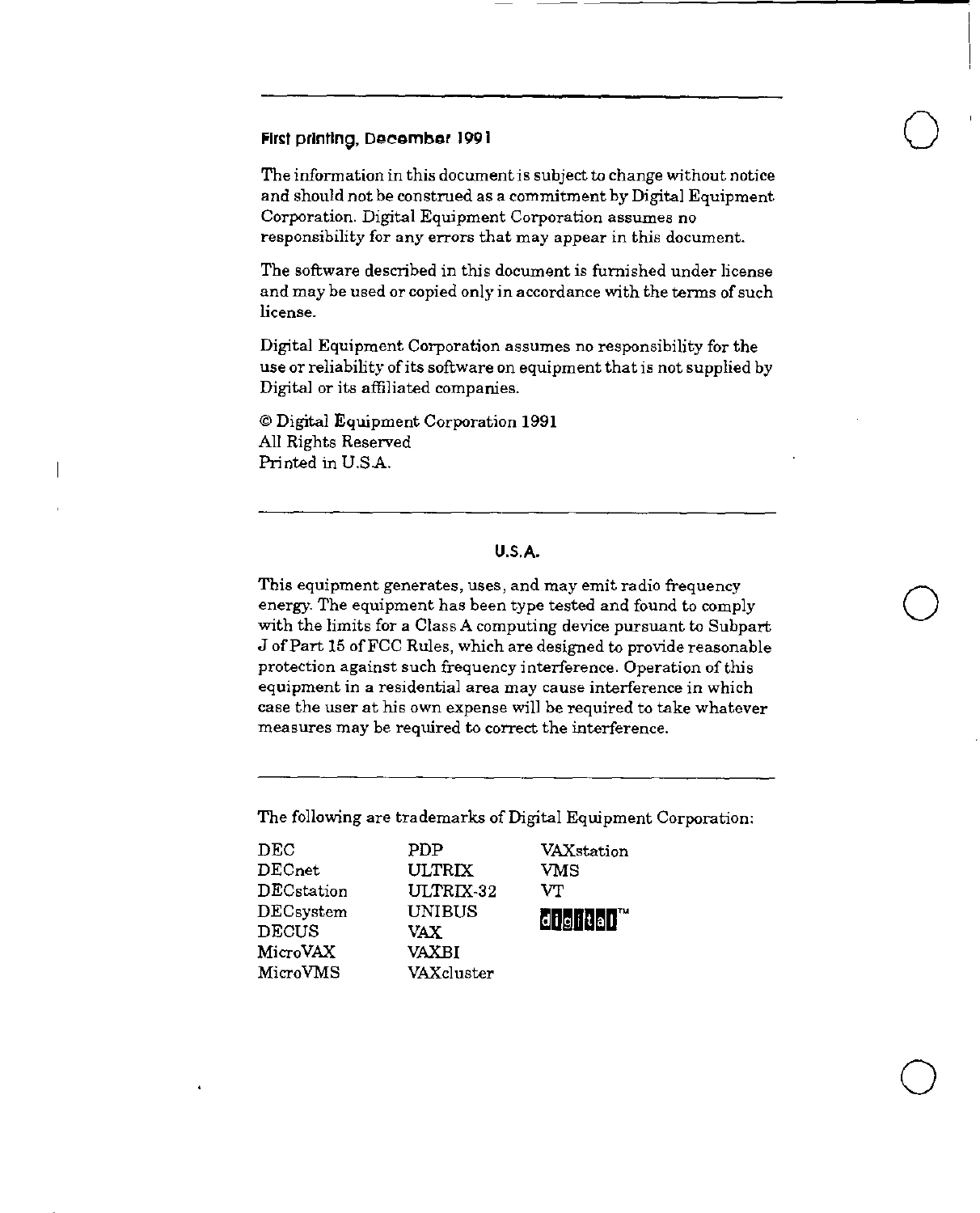**First printing, December 1991**

The information in this document is subject to change without notice and should not be construed as a commitment by Digital Equipment Corporation. Digital Equipment Corporation assumes no responsibility for any errors that may appear in this document.

The software described in this document is furnished under license and may be used or copied only in accordance with the terms of such license.

Digital Equipment Corporation assumes no responsibility for the use or reliability of its software on equipment that is not supplied by Digital or its affiliated companies.

© Digital Equipment Corporation 1991
All Rights Reserved
Printed in U.S.A.

---

**U.S.A.**

This equipment generates, uses, and may emit radio frequency energy. The equipment has been type tested and found to comply with the limits for a Class A computing device pursuant to Subpart J of Part 15 of FCC Rules, which are designed to provide reasonable protection against such frequency interference. Operation of this equipment in a residential area may cause interference in which case the user at his own expense will be required to take whatever measures may be required to correct the interference.

---

The following are trademarks of Digital Equipment Corporation:

| | | |
|---|---|---|
| DEC | PDP | VAXstation |
| DECnet | ULTRIX | VMS |
| DECstation | ULTRIX-32 | VT |
| DECsystem | UNIBUS | digital™ |
| DECUS | VAX | |
| MicroVAX | VAXBI | |
| MicroVMS | VAXcluster | |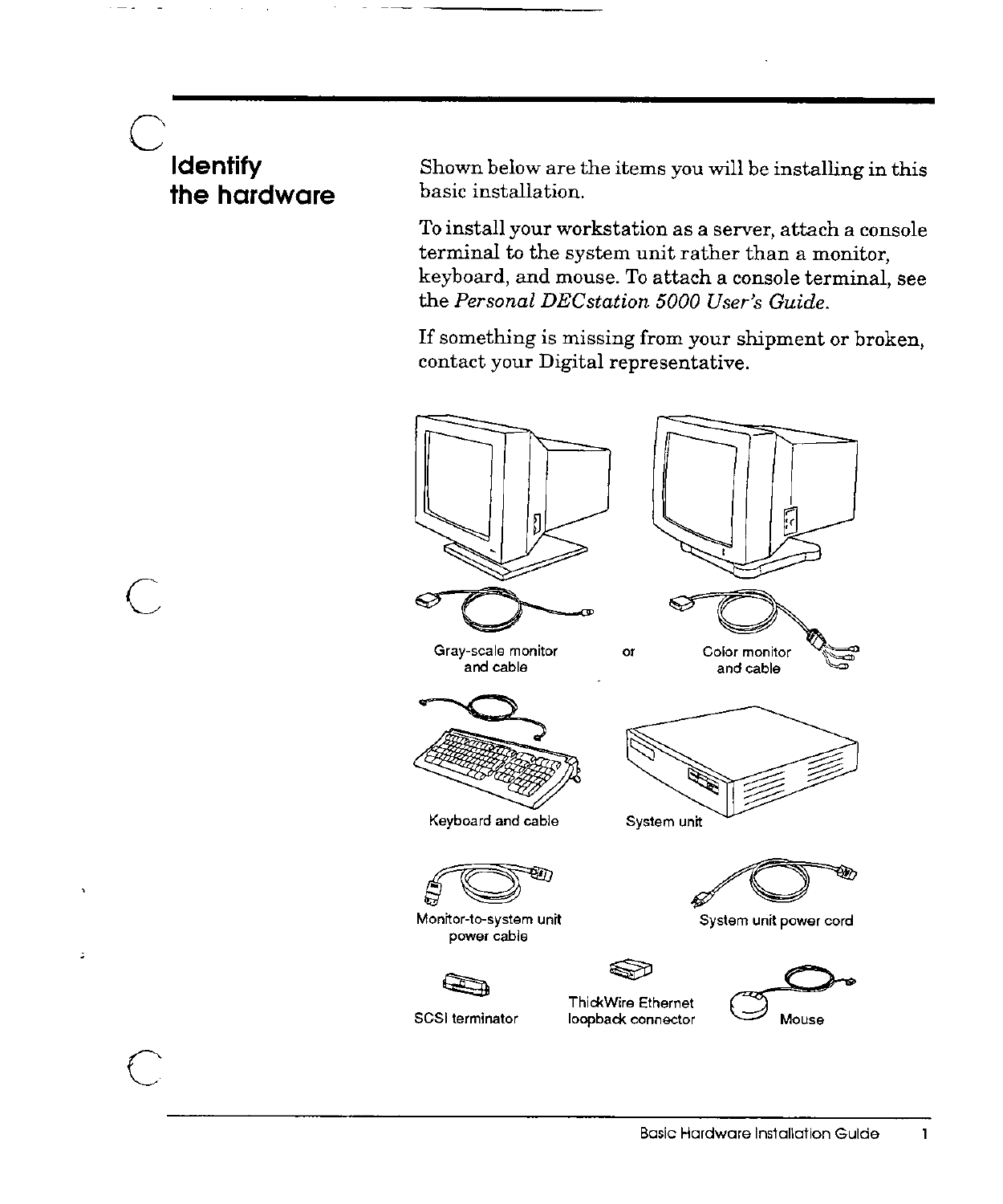## Identify the hardware

Shown below are the items you will be installing in this basic installation.

To install your workstation as a server, attach a console terminal to the system unit rather than a monitor, keyboard, and mouse. To attach a console terminal, see the *Personal DECstation 5000 User's Guide.*

If something is missing from your shipment or broken, contact your Digital representative.

Gray-scale monitor and cable

or

Color monitor and cable

Keyboard and cable

System unit

Monitor-to-system unit power cable

System unit power cord

SCSI terminator

ThickWire Ethernet loopback connector

Mouse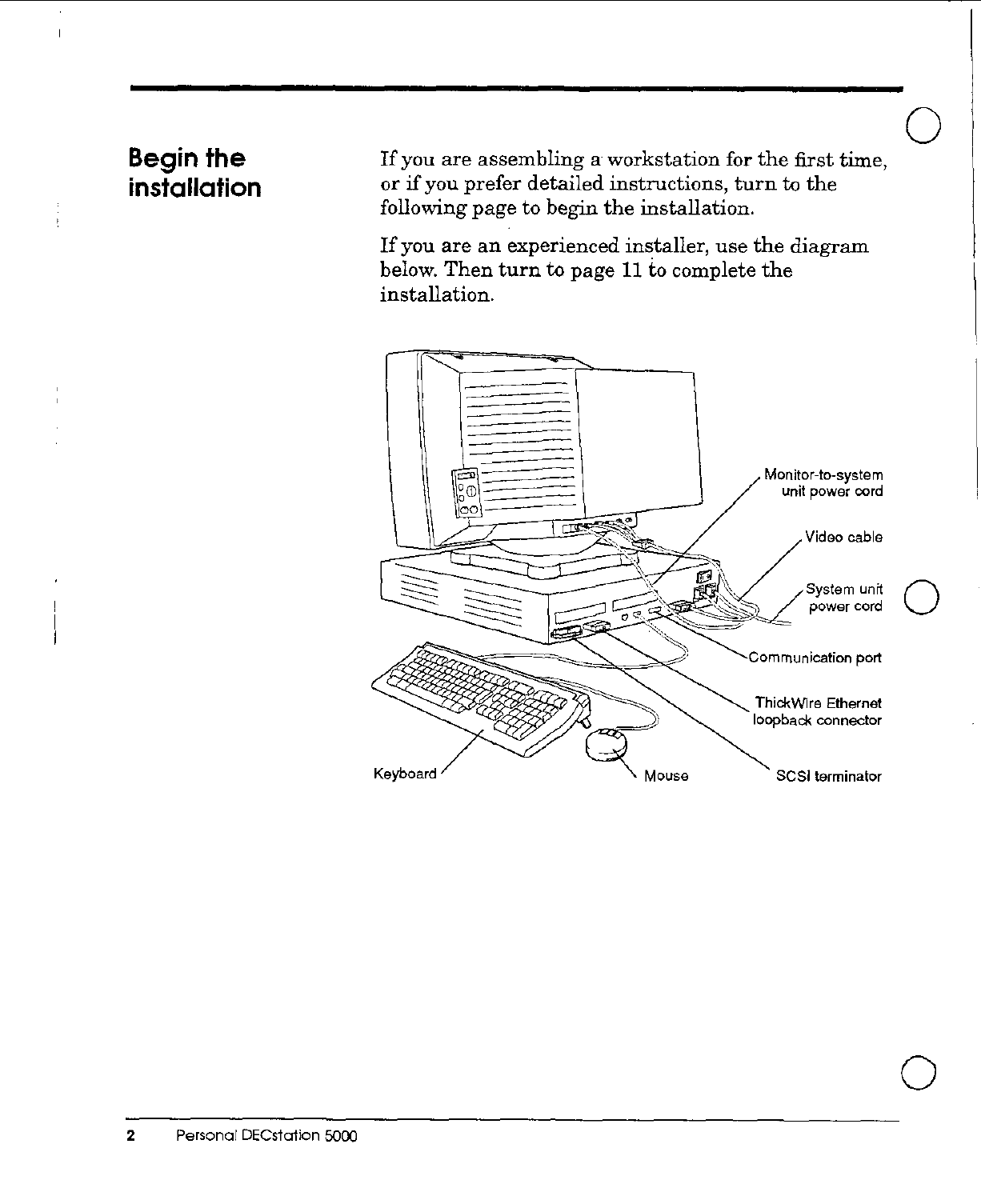## Begin the installation

If you are assembling a workstation for the first time, or if you prefer detailed instructions, turn to the following page to begin the installation.

If you are an experienced installer, use the diagram below. Then turn to page 11 to complete the installation.

Monitor-to-system unit power cord

Video cable

System unit power cord

Communication port

ThickWire Ethernet loopback connector

SCSI terminator

Keyboard

Mouse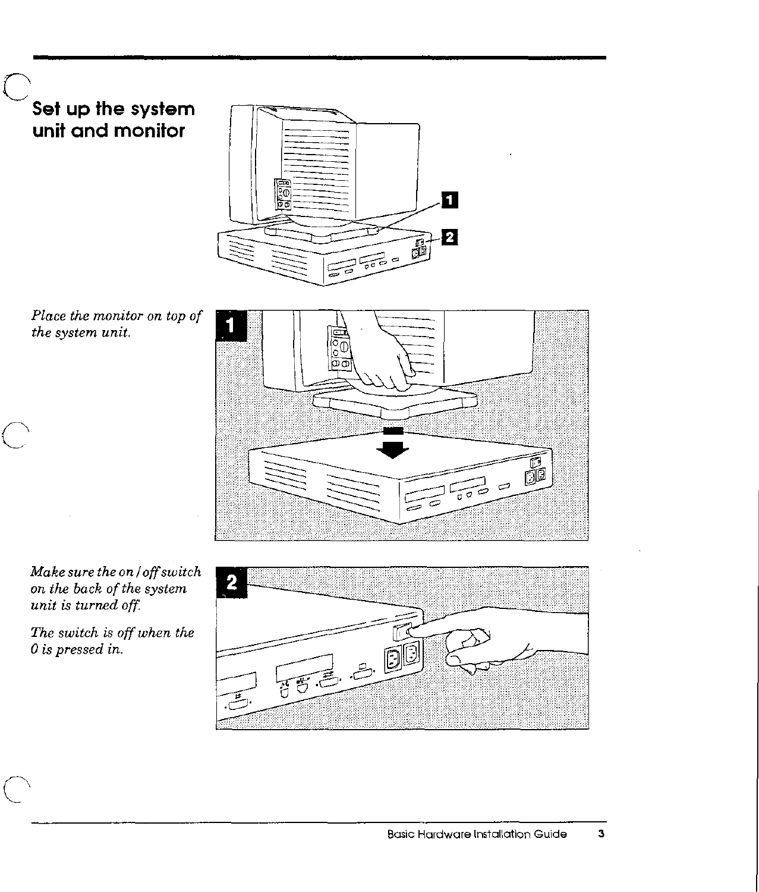# Set up the system unit and monitor

*Place the monitor on top of the system unit.*

*Make sure the on / off switch on the back of the system unit is turned off.*

*The switch is off when the 0 is pressed in.*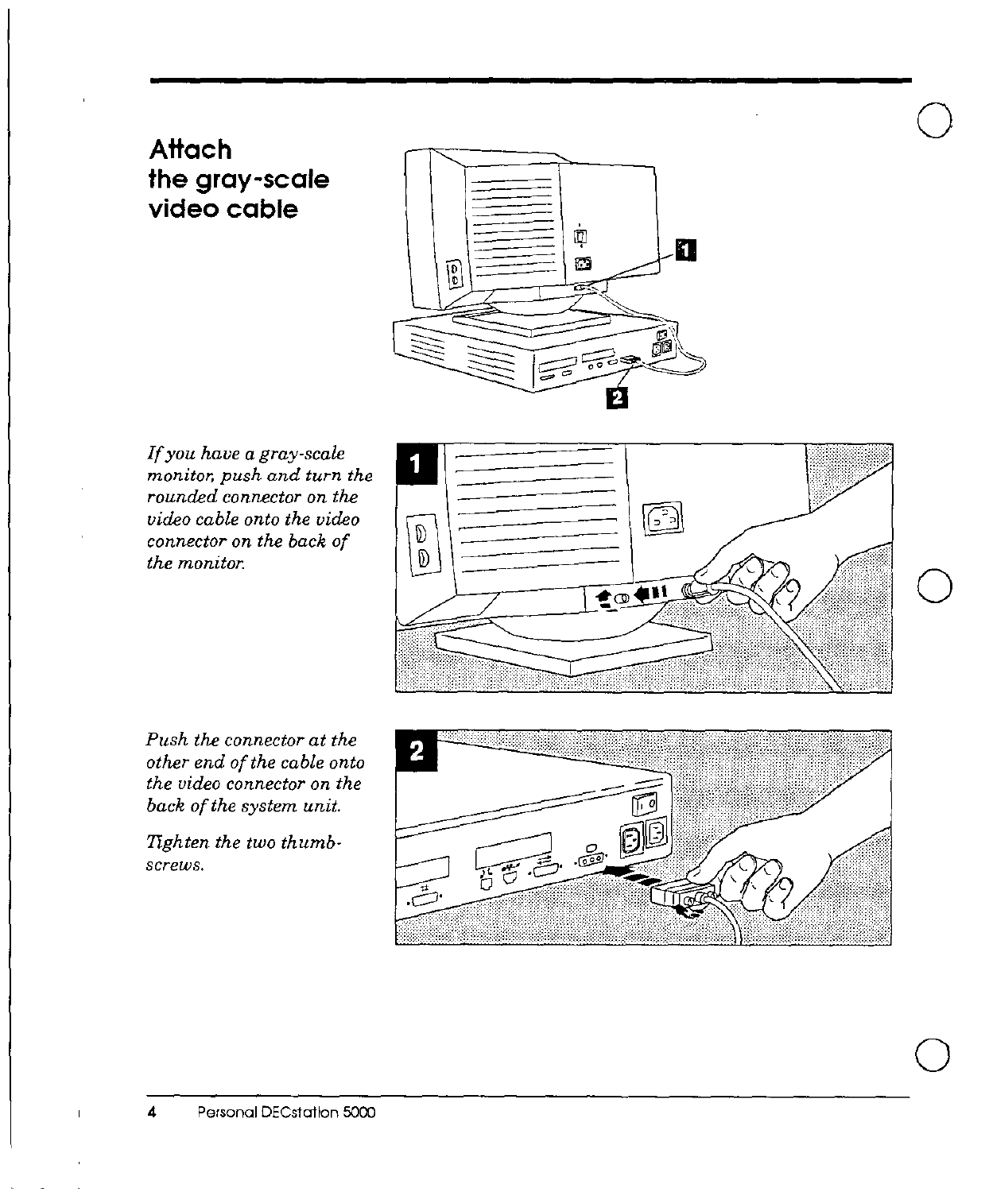# Attach the gray-scale video cable

*If you have a gray-scale monitor, push and turn the rounded connector on the video cable onto the video connector on the back of the monitor.*

*Push the connector at the other end of the cable onto the video connector on the back of the system unit.*

*Tighten the two thumb-screws.*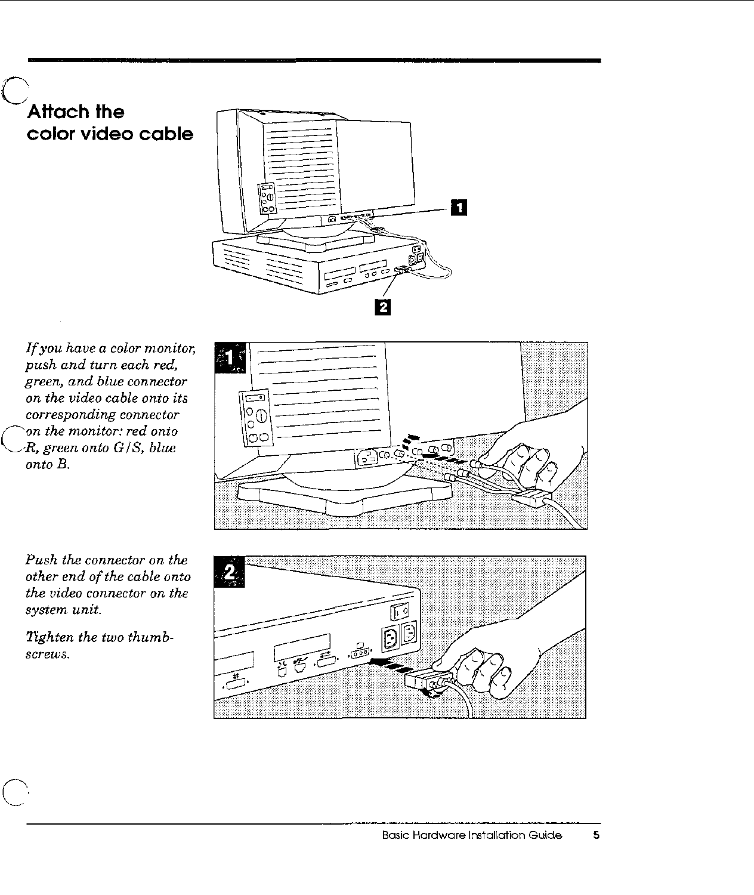# Attach the color video cable

*If you have a color monitor, push and turn each red, green, and blue connector on the video cable onto its corresponding connector on the monitor: red onto R, green onto G/S, blue onto B.*

*Push the connector on the other end of the cable onto the video connector on the system unit.*

*Tighten the two thumb-screws.*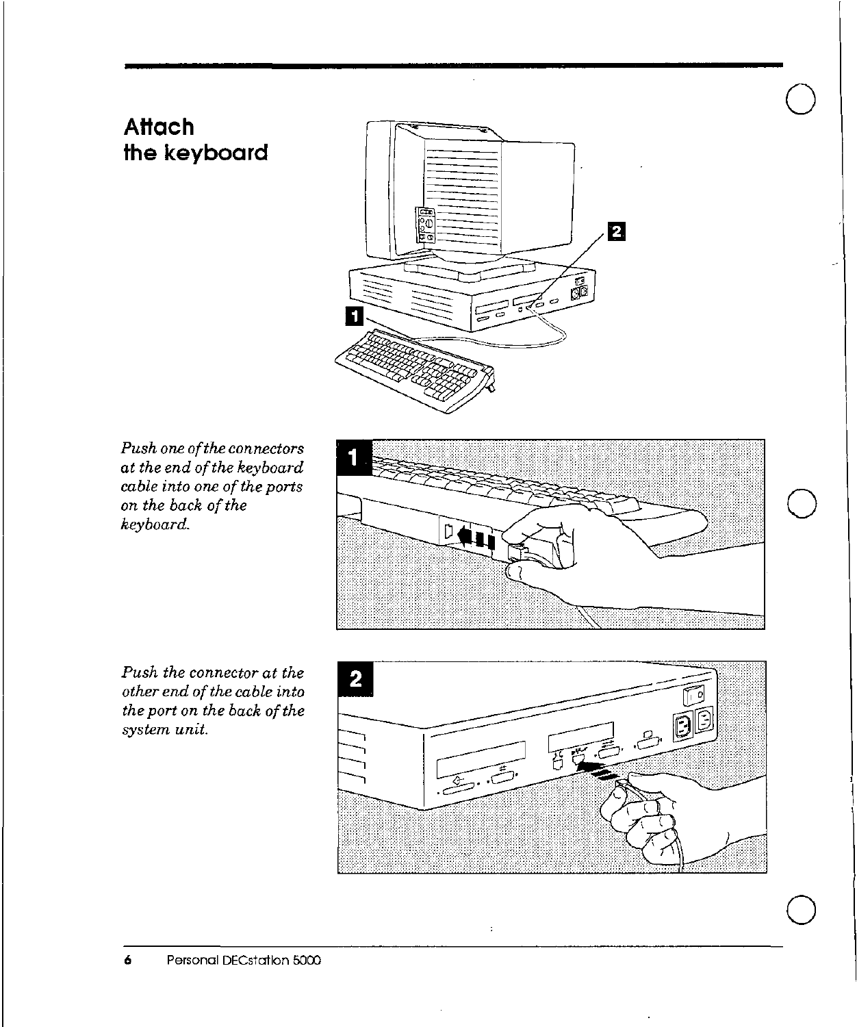# Attach the keyboard

*Push one of the connectors at the end of the keyboard cable into one of the ports on the back of the keyboard.*

*Push the connector at the other end of the cable into the port on the back of the system unit.*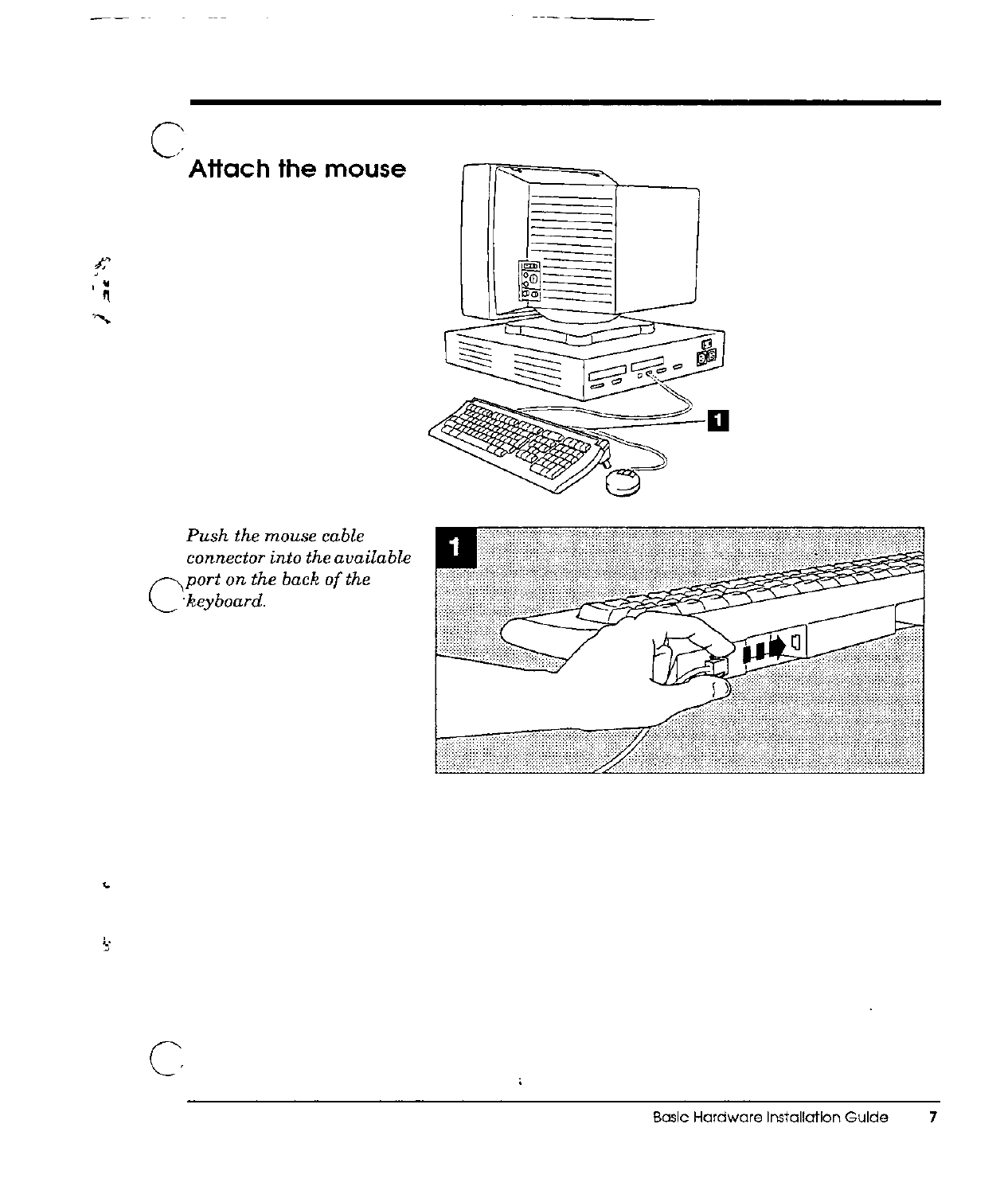## Attach the mouse

*Push the mouse cable connector into the available port on the back of the keyboard.*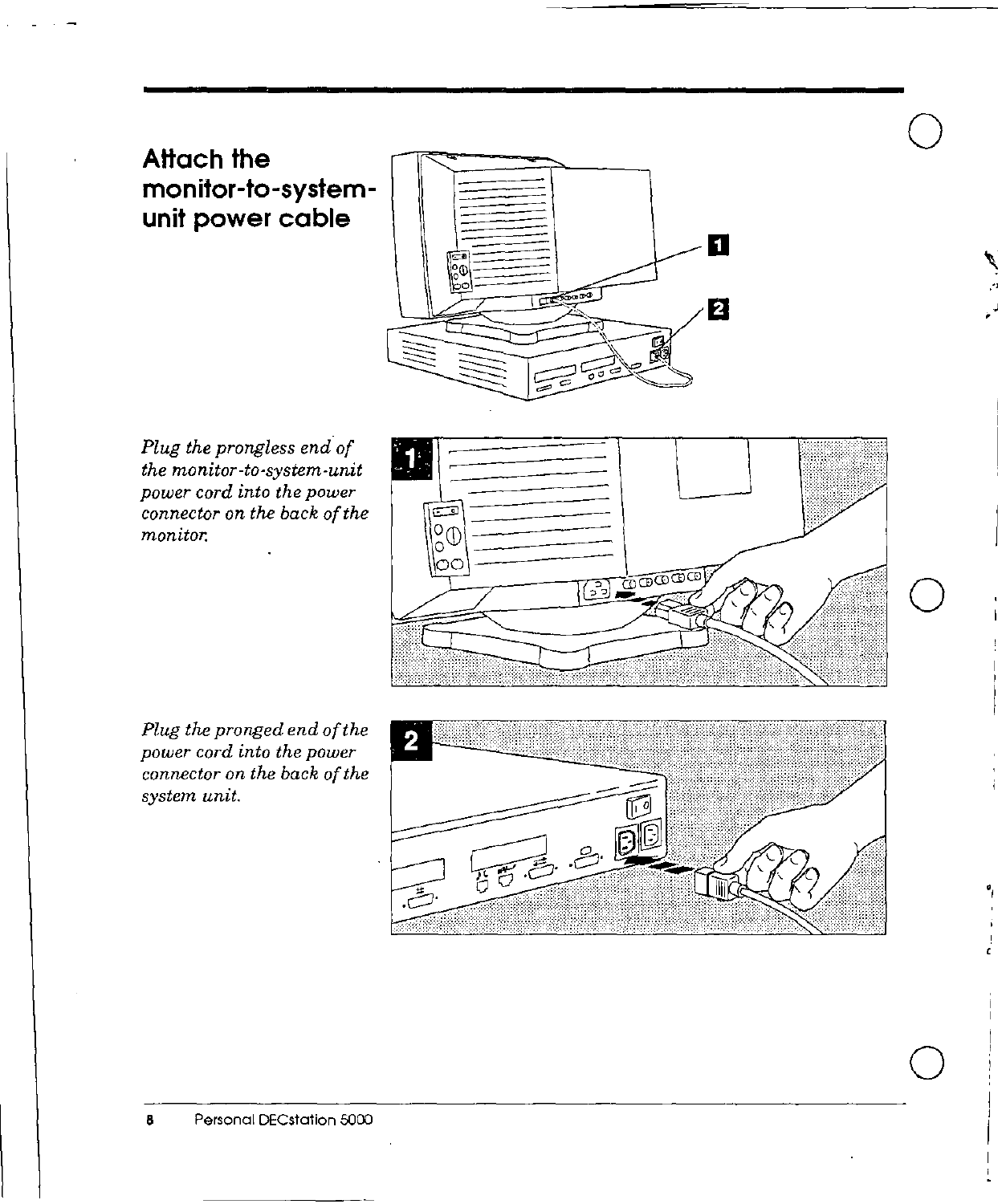# Attach the monitor-to-system-unit power cable

*Plug the prongless end of the monitor-to-system-unit power cord into the power connector on the back of the monitor.*

*Plug the pronged end of the power cord into the power connector on the back of the system unit.*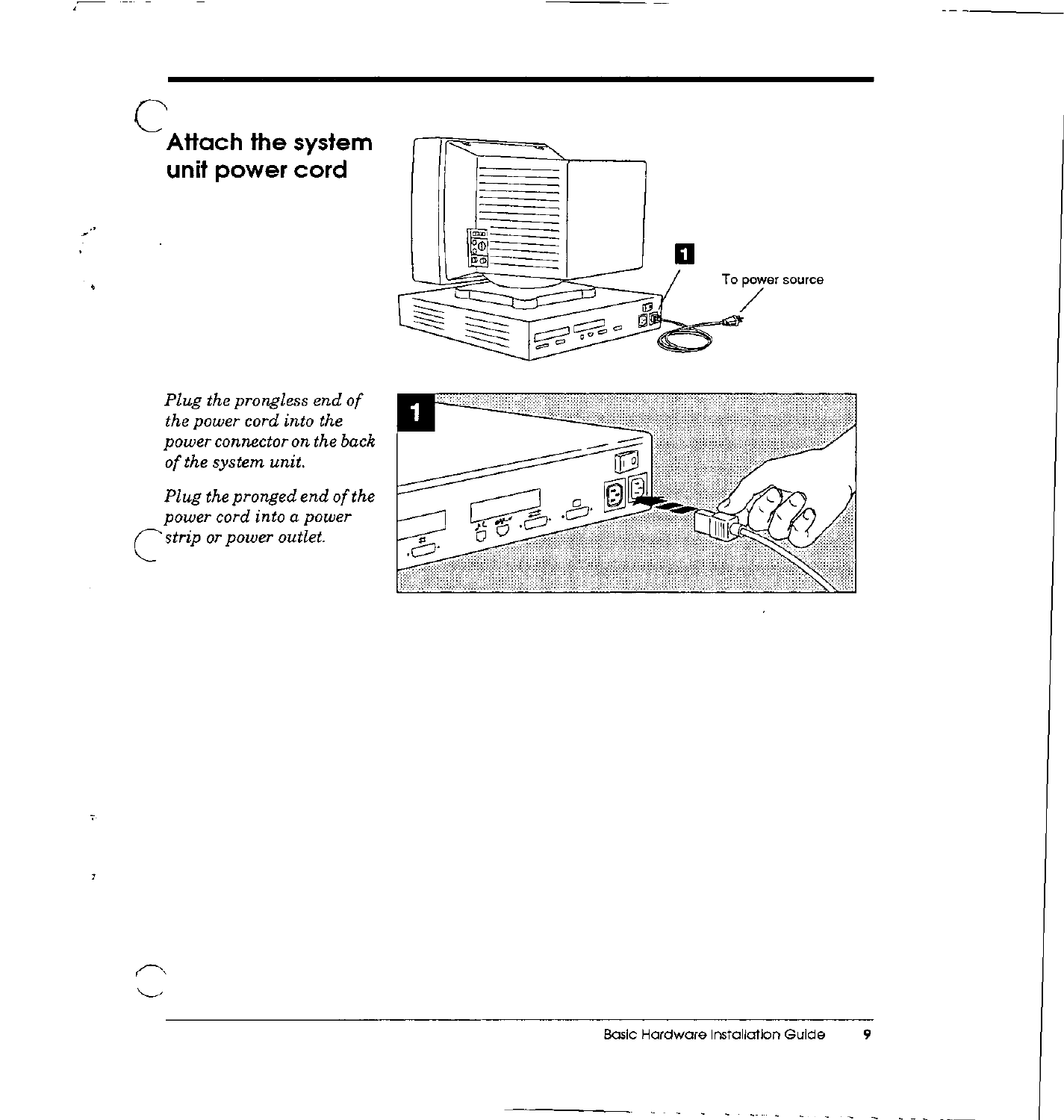# Attach the system unit power cord

*Plug the prongless end of the power cord into the power connector on the back of the system unit.*

*Plug the pronged end of the power cord into a power strip or power outlet.*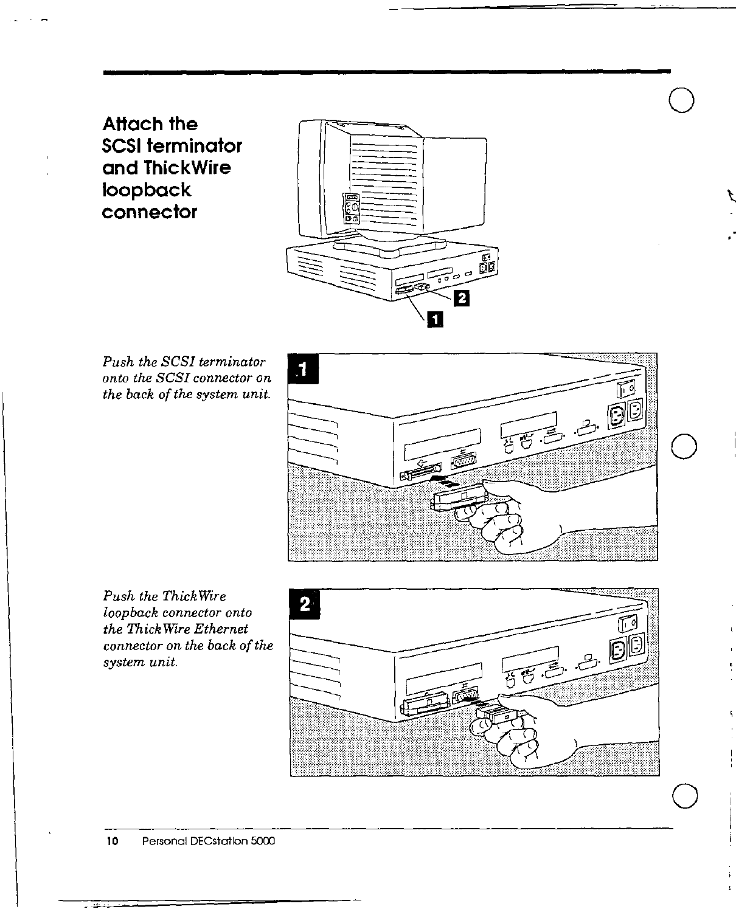# Attach the SCSI terminator and ThickWire loopback connector

1

*Push the SCSI terminator onto the SCSI connector on the back of the system unit.*

2

*Push the ThickWire loopback connector onto the ThickWire Ethernet connector on the back of the system unit.*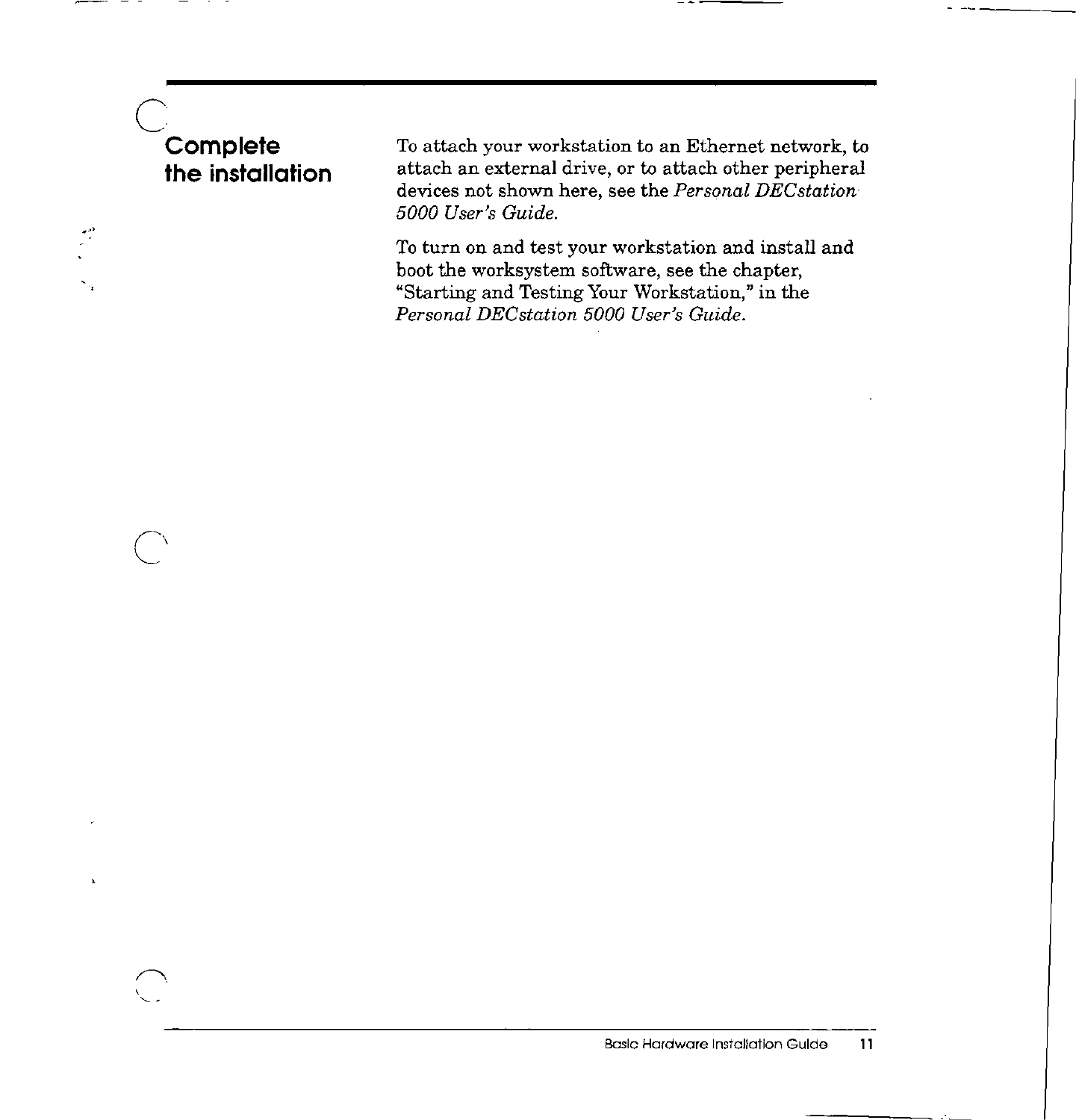## Complete the installation

To attach your workstation to an Ethernet network, to attach an external drive, or to attach other peripheral devices not shown here, see the *Personal DECstation 5000 User's Guide.*

To turn on and test your workstation and install and boot the worksystem software, see the chapter, "Starting and Testing Your Workstation," in the *Personal DECstation 5000 User's Guide.*